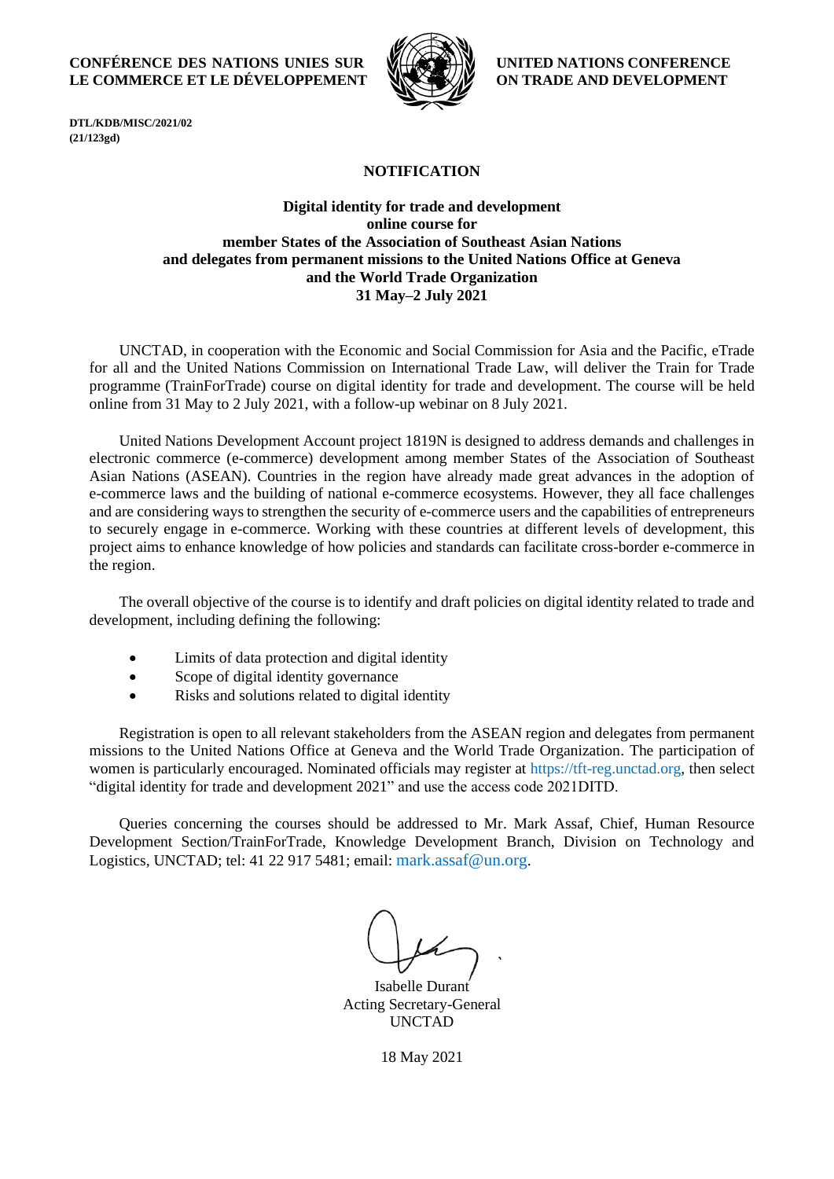**CONFÉRENCE DES NATIONS UNIES SUR LE COMMERCE ET LE DÉVELOPPEMENT**

**UNITED NATIONS CONFERENCE ON TRADE AND DEVELOPMENT**

**DTL/KDB/MISC/2021/02**
**(21/123gd)**

# NOTIFICATION

## Digital identity for trade and development online course for member States of the Association of Southeast Asian Nations and delegates from permanent missions to the United Nations Office at Geneva and the World Trade Organization 31 May–2 July 2021

UNCTAD, in cooperation with the Economic and Social Commission for Asia and the Pacific, eTrade for all and the United Nations Commission on International Trade Law, will deliver the Train for Trade programme (TrainForTrade) course on digital identity for trade and development. The course will be held online from 31 May to 2 July 2021, with a follow-up webinar on 8 July 2021.

United Nations Development Account project 1819N is designed to address demands and challenges in electronic commerce (e-commerce) development among member States of the Association of Southeast Asian Nations (ASEAN). Countries in the region have already made great advances in the adoption of e-commerce laws and the building of national e-commerce ecosystems. However, they all face challenges and are considering ways to strengthen the security of e-commerce users and the capabilities of entrepreneurs to securely engage in e-commerce. Working with these countries at different levels of development, this project aims to enhance knowledge of how policies and standards can facilitate cross-border e-commerce in the region.

The overall objective of the course is to identify and draft policies on digital identity related to trade and development, including defining the following:

- Limits of data protection and digital identity
- Scope of digital identity governance
- Risks and solutions related to digital identity

Registration is open to all relevant stakeholders from the ASEAN region and delegates from permanent missions to the United Nations Office at Geneva and the World Trade Organization. The participation of women is particularly encouraged. Nominated officials may register at https://tft-reg.unctad.org, then select "digital identity for trade and development 2021" and use the access code 2021DITD.

Queries concerning the courses should be addressed to Mr. Mark Assaf, Chief, Human Resource Development Section/TrainForTrade, Knowledge Development Branch, Division on Technology and Logistics, UNCTAD; tel: 41 22 917 5481; email: mark.assaf@un.org.

Isabelle Durant
Acting Secretary-General
UNCTAD

18 May 2021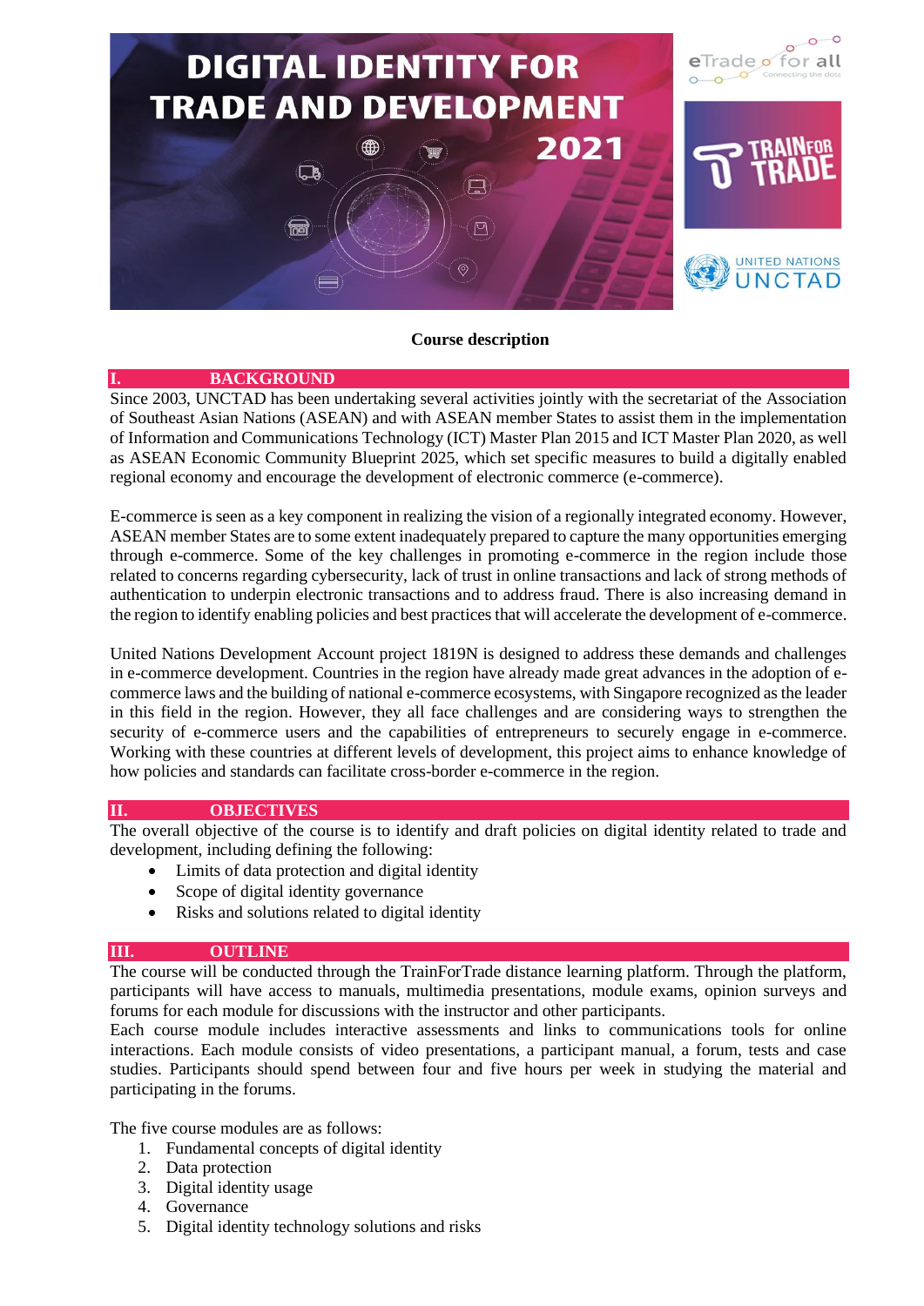# DIGITAL IDENTITY FOR TRADE AND DEVELOPMENT 2021

**Course description**

## I. BACKGROUND

Since 2003, UNCTAD has been undertaking several activities jointly with the secretariat of the Association of Southeast Asian Nations (ASEAN) and with ASEAN member States to assist them in the implementation of Information and Communications Technology (ICT) Master Plan 2015 and ICT Master Plan 2020, as well as ASEAN Economic Community Blueprint 2025, which set specific measures to build a digitally enabled regional economy and encourage the development of electronic commerce (e-commerce).

E-commerce is seen as a key component in realizing the vision of a regionally integrated economy. However, ASEAN member States are to some extent inadequately prepared to capture the many opportunities emerging through e-commerce. Some of the key challenges in promoting e-commerce in the region include those related to concerns regarding cybersecurity, lack of trust in online transactions and lack of strong methods of authentication to underpin electronic transactions and to address fraud. There is also increasing demand in the region to identify enabling policies and best practices that will accelerate the development of e-commerce.

United Nations Development Account project 1819N is designed to address these demands and challenges in e-commerce development. Countries in the region have already made great advances in the adoption of e-commerce laws and the building of national e-commerce ecosystems, with Singapore recognized as the leader in this field in the region. However, they all face challenges and are considering ways to strengthen the security of e-commerce users and the capabilities of entrepreneurs to securely engage in e-commerce. Working with these countries at different levels of development, this project aims to enhance knowledge of how policies and standards can facilitate cross-border e-commerce in the region.

## II. OBJECTIVES

The overall objective of the course is to identify and draft policies on digital identity related to trade and development, including defining the following:

- Limits of data protection and digital identity
- Scope of digital identity governance
- Risks and solutions related to digital identity

## III. OUTLINE

The course will be conducted through the TrainForTrade distance learning platform. Through the platform, participants will have access to manuals, multimedia presentations, module exams, opinion surveys and forums for each module for discussions with the instructor and other participants.
Each course module includes interactive assessments and links to communications tools for online interactions. Each module consists of video presentations, a participant manual, a forum, tests and case studies. Participants should spend between four and five hours per week in studying the material and participating in the forums.

The five course modules are as follows:

1. Fundamental concepts of digital identity
2. Data protection
3. Digital identity usage
4. Governance
5. Digital identity technology solutions and risks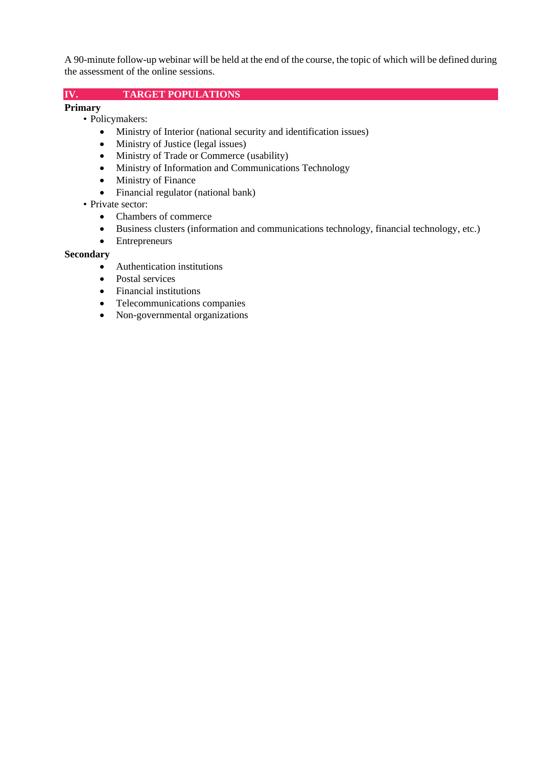A 90-minute follow-up webinar will be held at the end of the course, the topic of which will be defined during the assessment of the online sessions.

## IV. TARGET POPULATIONS

**Primary**

- Policymakers:
  - Ministry of Interior (national security and identification issues)
  - Ministry of Justice (legal issues)
  - Ministry of Trade or Commerce (usability)
  - Ministry of Information and Communications Technology
  - Ministry of Finance
  - Financial regulator (national bank)
- Private sector:
  - Chambers of commerce
  - Business clusters (information and communications technology, financial technology, etc.)
  - Entrepreneurs

**Secondary**

- Authentication institutions
- Postal services
- Financial institutions
- Telecommunications companies
- Non-governmental organizations